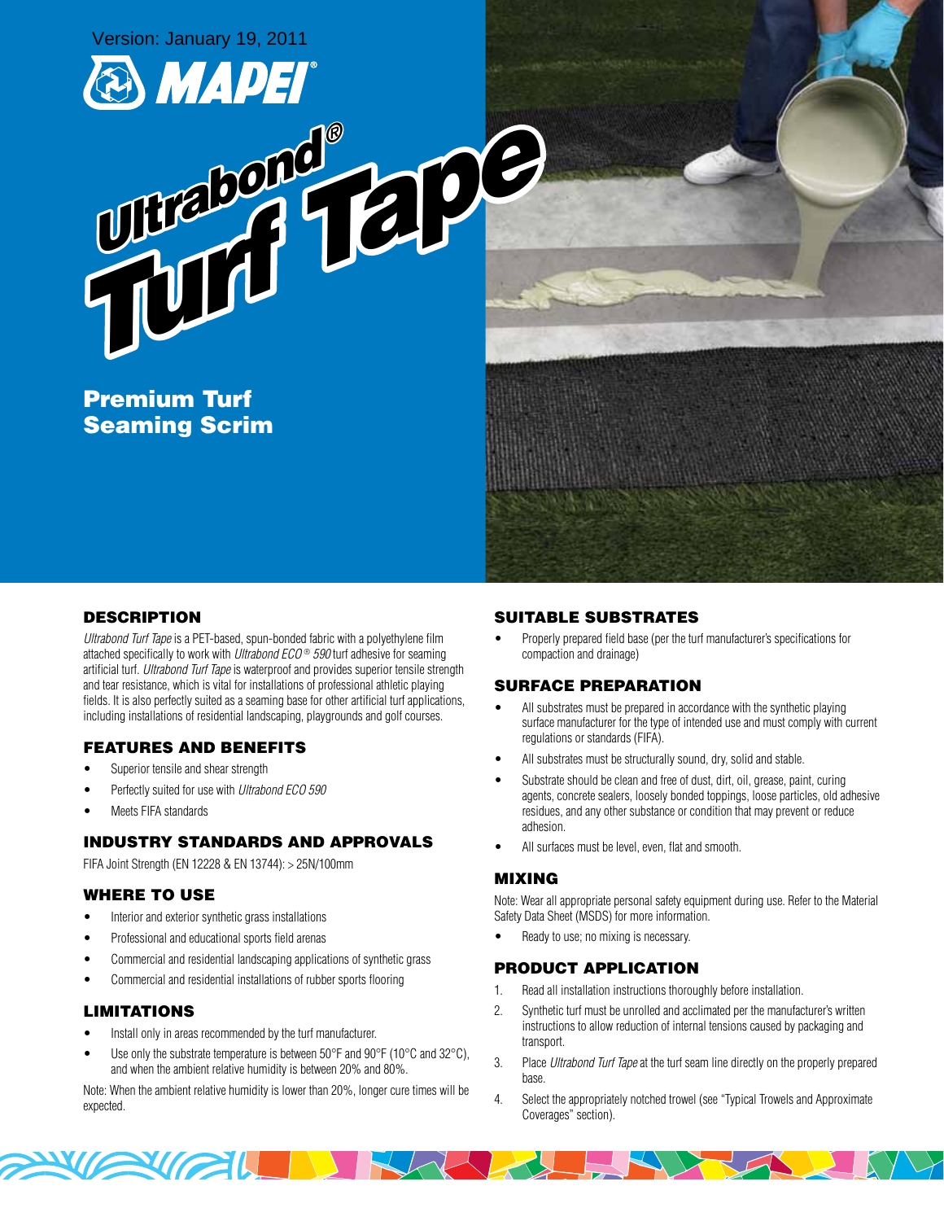Version: January 19, 2011

MAPEI

# Ultrabond® Turf Tape

**Premium Turf Seaming Scrim**

## DESCRIPTION

*Ultrabond Turf Tape* is a PET-based, spun-bonded fabric with a polyethylene film attached specifically to work with *Ultrabond ECO® 590* turf adhesive for seaming artificial turf. *Ultrabond Turf Tape* is waterproof and provides superior tensile strength and tear resistance, which is vital for installations of professional athletic playing fields. It is also perfectly suited as a seaming base for other artificial turf applications, including installations of residential landscaping, playgrounds and golf courses.

## FEATURES AND BENEFITS

- Superior tensile and shear strength
- Perfectly suited for use with *Ultrabond ECO 590*
- Meets FIFA standards

## INDUSTRY STANDARDS AND APPROVALS

FIFA Joint Strength (EN 12228 & EN 13744): > 25N/100mm

## WHERE TO USE

- Interior and exterior synthetic grass installations
- Professional and educational sports field arenas
- Commercial and residential landscaping applications of synthetic grass
- Commercial and residential installations of rubber sports flooring

## LIMITATIONS

- Install only in areas recommended by the turf manufacturer.
- Use only the substrate temperature is between 50°F and 90°F (10°C and 32°C), and when the ambient relative humidity is between 20% and 80%.

Note: When the ambient relative humidity is lower than 20%, longer cure times will be expected.

## SUITABLE SUBSTRATES

- Properly prepared field base (per the turf manufacturer's specifications for compaction and drainage)

## SURFACE PREPARATION

- All substrates must be prepared in accordance with the synthetic playing surface manufacturer for the type of intended use and must comply with current regulations or standards (FIFA).
- All substrates must be structurally sound, dry, solid and stable.
- Substrate should be clean and free of dust, dirt, oil, grease, paint, curing agents, concrete sealers, loosely bonded toppings, loose particles, old adhesive residues, and any other substance or condition that may prevent or reduce adhesion.
- All surfaces must be level, even, flat and smooth.

## MIXING

Note: Wear all appropriate personal safety equipment during use. Refer to the Material Safety Data Sheet (MSDS) for more information.

- Ready to use; no mixing is necessary.

## PRODUCT APPLICATION

1. Read all installation instructions thoroughly before installation.
2. Synthetic turf must be unrolled and acclimated per the manufacturer's written instructions to allow reduction of internal tensions caused by packaging and transport.
3. Place *Ultrabond Turf Tape* at the turf seam line directly on the properly prepared base.
4. Select the appropriately notched trowel (see "Typical Trowels and Approximate Coverages" section).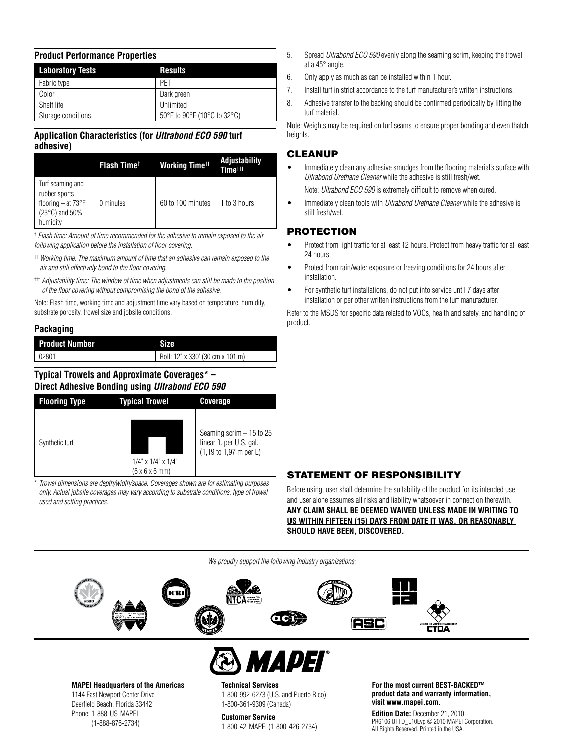### Product Performance Properties

| Laboratory Tests | Results |
| --- | --- |
| Fabric type | PET |
| Color | Dark green |
| Shelf life | Unlimited |
| Storage conditions | 50°F to 90°F (10°C to 32°C) |

### Application Characteristics (for *Ultrabond ECO 590* turf adhesive)

| | Flash Time† | Working Time†† | Adjustability Time††† |
| --- | --- | --- | --- |
| Turf seaming and rubber sports flooring – at 73°F (23°C) and 50% humidity | 0 minutes | 60 to 100 minutes | 1 to 3 hours |

† *Flash time: Amount of time recommended for the adhesive to remain exposed to the air following application before the installation of floor covering.*

†† *Working time: The maximum amount of time that an adhesive can remain exposed to the air and still effectively bond to the floor covering.*

††† *Adjustability time: The window of time when adjustments can still be made to the position of the floor covering without compromising the bond of the adhesive.*

Note: Flash time, working time and adjustment time vary based on temperature, humidity, substrate porosity, trowel size and jobsite conditions.

### Packaging

| Product Number | Size |
| --- | --- |
| 02801 | Roll: 12" x 330' (30 cm x 101 m) |

### Typical Trowels and Approximate Coverages* – Direct Adhesive Bonding using *Ultrabond ECO 590*

| Flooring Type | Typical Trowel | Coverage |
| --- | --- | --- |
| Synthetic turf | 1/4" x 1/4" x 1/4" (6 x 6 x 6 mm) | Seaming scrim – 15 to 25 linear ft. per U.S. gal. (1,19 to 1,97 m per L) |

\* *Trowel dimensions are depth/width/space. Coverages shown are for estimating purposes only. Actual jobsite coverages may vary according to substrate conditions, type of trowel used and setting practices.*

5. Spread *Ultrabond ECO 590* evenly along the seaming scrim, keeping the trowel at a 45° angle.
6. Only apply as much as can be installed within 1 hour.
7. Install turf in strict accordance to the turf manufacturer's written instructions.
8. Adhesive transfer to the backing should be confirmed periodically by lifting the turf material.

Note: Weights may be required on turf seams to ensure proper bonding and even thatch heights.

## CLEANUP

- Immediately clean any adhesive smudges from the flooring material's surface with *Ultrabond Urethane Cleaner* while the adhesive is still fresh/wet.

  Note: *Ultrabond ECO 590* is extremely difficult to remove when cured.
- Immediately clean tools with *Ultrabond Urethane Cleaner* while the adhesive is still fresh/wet.

## PROTECTION

- Protect from light traffic for at least 12 hours. Protect from heavy traffic for at least 24 hours.
- Protect from rain/water exposure or freezing conditions for 24 hours after installation.
- For synthetic turf installations, do not put into service until 7 days after installation or per other written instructions from the turf manufacturer.

Refer to the MSDS for specific data related to VOCs, health and safety, and handling of product.

## STATEMENT OF RESPONSIBILITY

Before using, user shall determine the suitability of the product for its intended use and user alone assumes all risks and liability whatsoever in connection therewith. **ANY CLAIM SHALL BE DEEMED WAIVED UNLESS MADE IN WRITING TO US WITHIN FIFTEEN (15) DAYS FROM DATE IT WAS, OR REASONABLY SHOULD HAVE BEEN, DISCOVERED.**

*We proudly support the following industry organizations:*

MAPEI

**MAPEI Headquarters of the Americas**
1144 East Newport Center Drive
Deerfield Beach, Florida 33442
Phone: 1-888-US-MAPEI
(1-888-876-2734)

**Technical Services**
1-800-992-6273 (U.S. and Puerto Rico)
1-800-361-9309 (Canada)

**Customer Service**
1-800-42-MAPEI (1-800-426-2734)

**For the most current BEST-BACKED™ product data and warranty information, visit www.mapei.com.**

**Edition Date:** December 21, 2010
PR6106 UTTD_L10Evp © 2010 MAPEI Corporation.
All Rights Reserved. Printed in the USA.